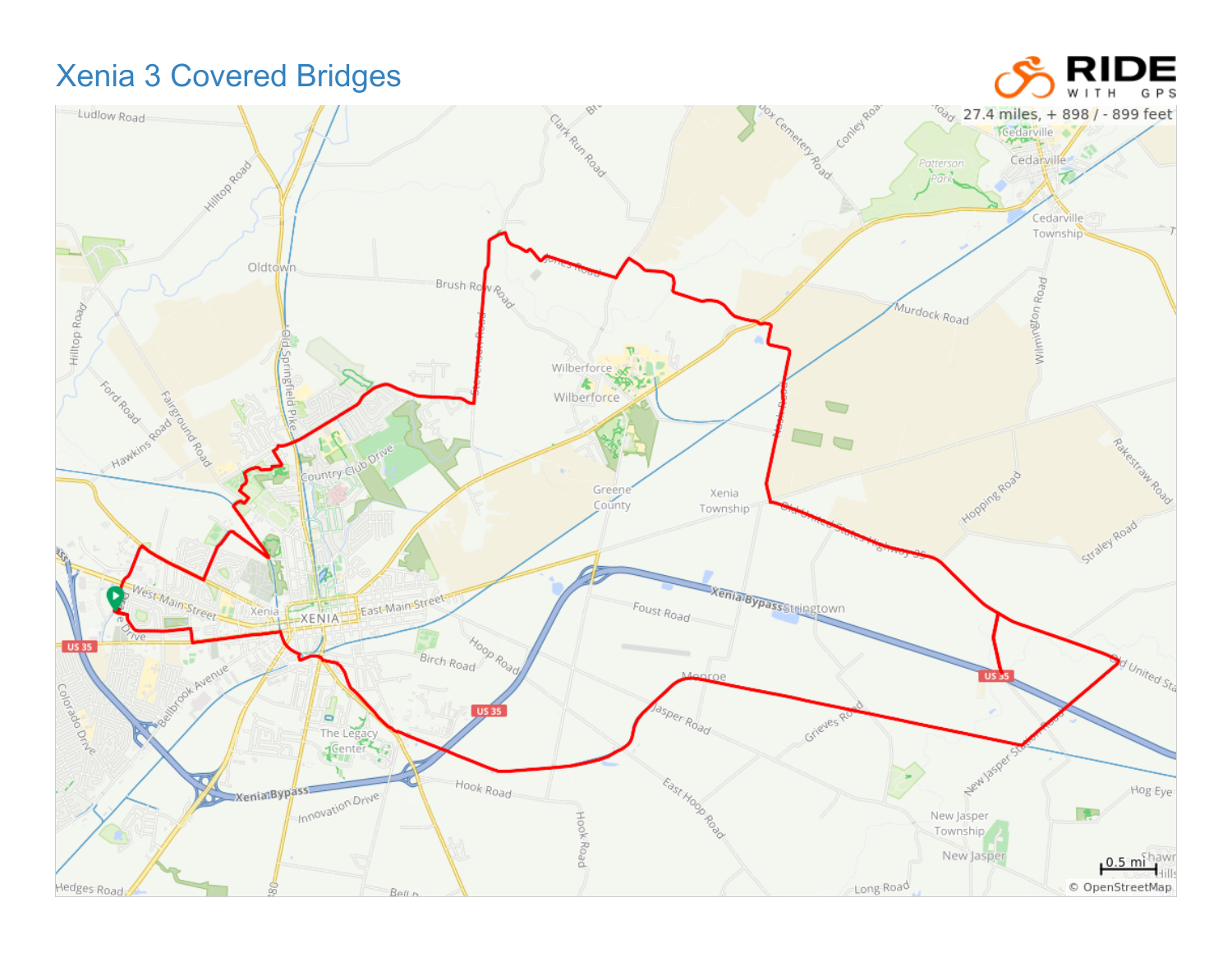# Xenia 3 Covered Bridges

RIDE WITH GPS

27.4 miles, + 898 / - 899 feet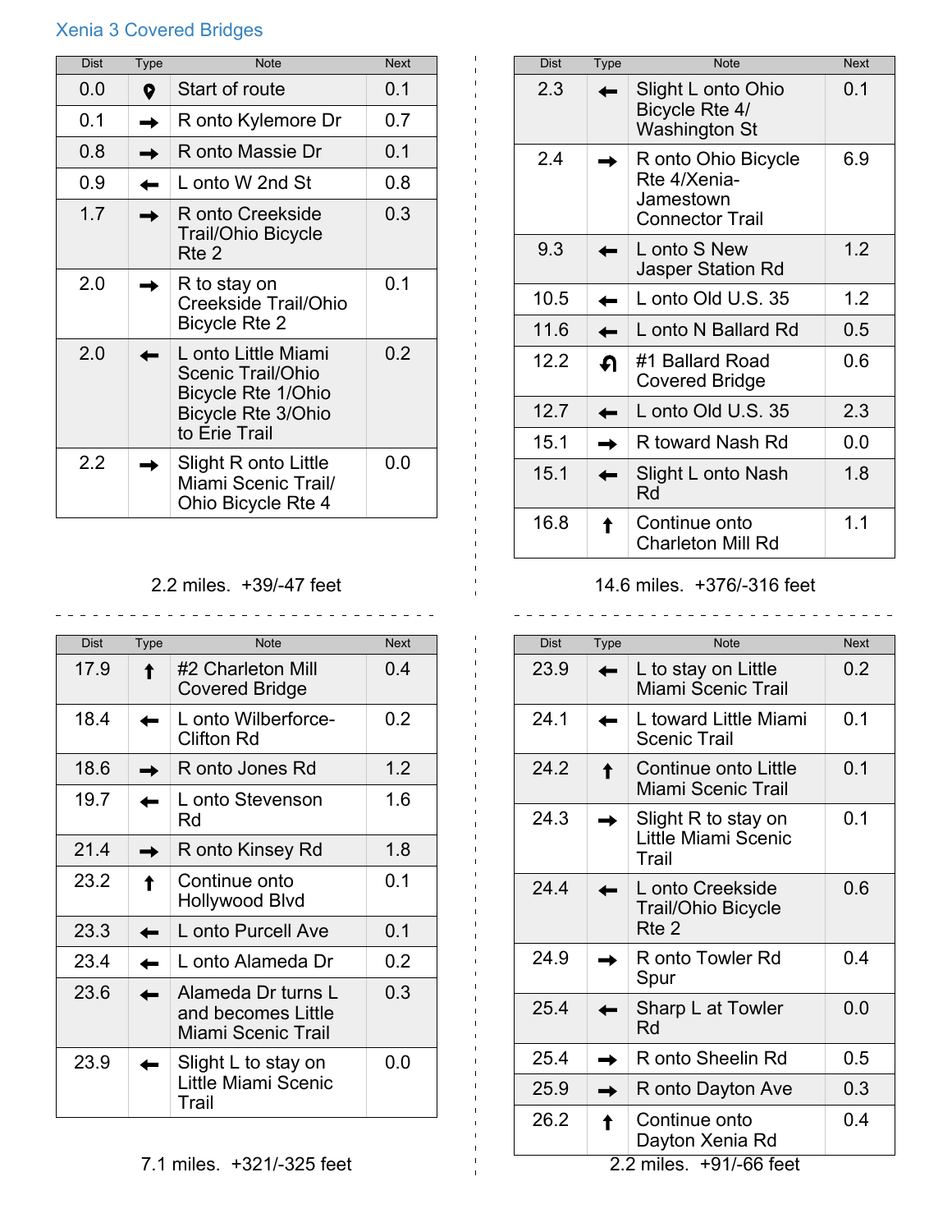# Xenia 3 Covered Bridges

| Dist | Type | Note | Next |
|---|---|---|---|
| 0.0 | Start | Start of route | 0.1 |
| 0.1 | → | R onto Kylemore Dr | 0.7 |
| 0.8 | → | R onto Massie Dr | 0.1 |
| 0.9 | ← | L onto W 2nd St | 0.8 |
| 1.7 | → | R onto Creekside Trail/Ohio Bicycle Rte 2 | 0.3 |
| 2.0 | → | R to stay on Creekside Trail/Ohio Bicycle Rte 2 | 0.1 |
| 2.0 | ← | L onto Little Miami Scenic Trail/Ohio Bicycle Rte 1/Ohio Bicycle Rte 3/Ohio to Erie Trail | 0.2 |
| 2.2 | → | Slight R onto Little Miami Scenic Trail/ Ohio Bicycle Rte 4 | 0.0 |

2.2 miles. +39/-47 feet

| Dist | Type | Note | Next |
|---|---|---|---|
| 2.3 | ← | Slight L onto Ohio Bicycle Rte 4/ Washington St | 0.1 |
| 2.4 | → | R onto Ohio Bicycle Rte 4/Xenia-Jamestown Connector Trail | 6.9 |
| 9.3 | ← | L onto S New Jasper Station Rd | 1.2 |
| 10.5 | ← | L onto Old U.S. 35 | 1.2 |
| 11.6 | ← | L onto N Ballard Rd | 0.5 |
| 12.2 | U-turn | #1 Ballard Road Covered Bridge | 0.6 |
| 12.7 | ← | L onto Old U.S. 35 | 2.3 |
| 15.1 | → | R toward Nash Rd | 0.0 |
| 15.1 | ← | Slight L onto Nash Rd | 1.8 |
| 16.8 | ↑ | Continue onto Charleton Mill Rd | 1.1 |

14.6 miles. +376/-316 feet

| Dist | Type | Note | Next |
|---|---|---|---|
| 17.9 | ↑ | #2 Charleton Mill Covered Bridge | 0.4 |
| 18.4 | ← | L onto Wilberforce-Clifton Rd | 0.2 |
| 18.6 | → | R onto Jones Rd | 1.2 |
| 19.7 | ← | L onto Stevenson Rd | 1.6 |
| 21.4 | → | R onto Kinsey Rd | 1.8 |
| 23.2 | ↑ | Continue onto Hollywood Blvd | 0.1 |
| 23.3 | ← | L onto Purcell Ave | 0.1 |
| 23.4 | ← | L onto Alameda Dr | 0.2 |
| 23.6 | ← | Alameda Dr turns L and becomes Little Miami Scenic Trail | 0.3 |
| 23.9 | ← | Slight L to stay on Little Miami Scenic Trail | 0.0 |

7.1 miles. +321/-325 feet

| Dist | Type | Note | Next |
|---|---|---|---|
| 23.9 | ← | L to stay on Little Miami Scenic Trail | 0.2 |
| 24.1 | ← | L toward Little Miami Scenic Trail | 0.1 |
| 24.2 | ↑ | Continue onto Little Miami Scenic Trail | 0.1 |
| 24.3 | → | Slight R to stay on Little Miami Scenic Trail | 0.1 |
| 24.4 | ← | L onto Creekside Trail/Ohio Bicycle Rte 2 | 0.6 |
| 24.9 | → | R onto Towler Rd Spur | 0.4 |
| 25.4 | ← | Sharp L at Towler Rd | 0.0 |
| 25.4 | → | R onto Sheelin Rd | 0.5 |
| 25.9 | → | R onto Dayton Ave | 0.3 |
| 26.2 | ↑ | Continue onto Dayton Xenia Rd | 0.4 |

2.2 miles. +91/-66 feet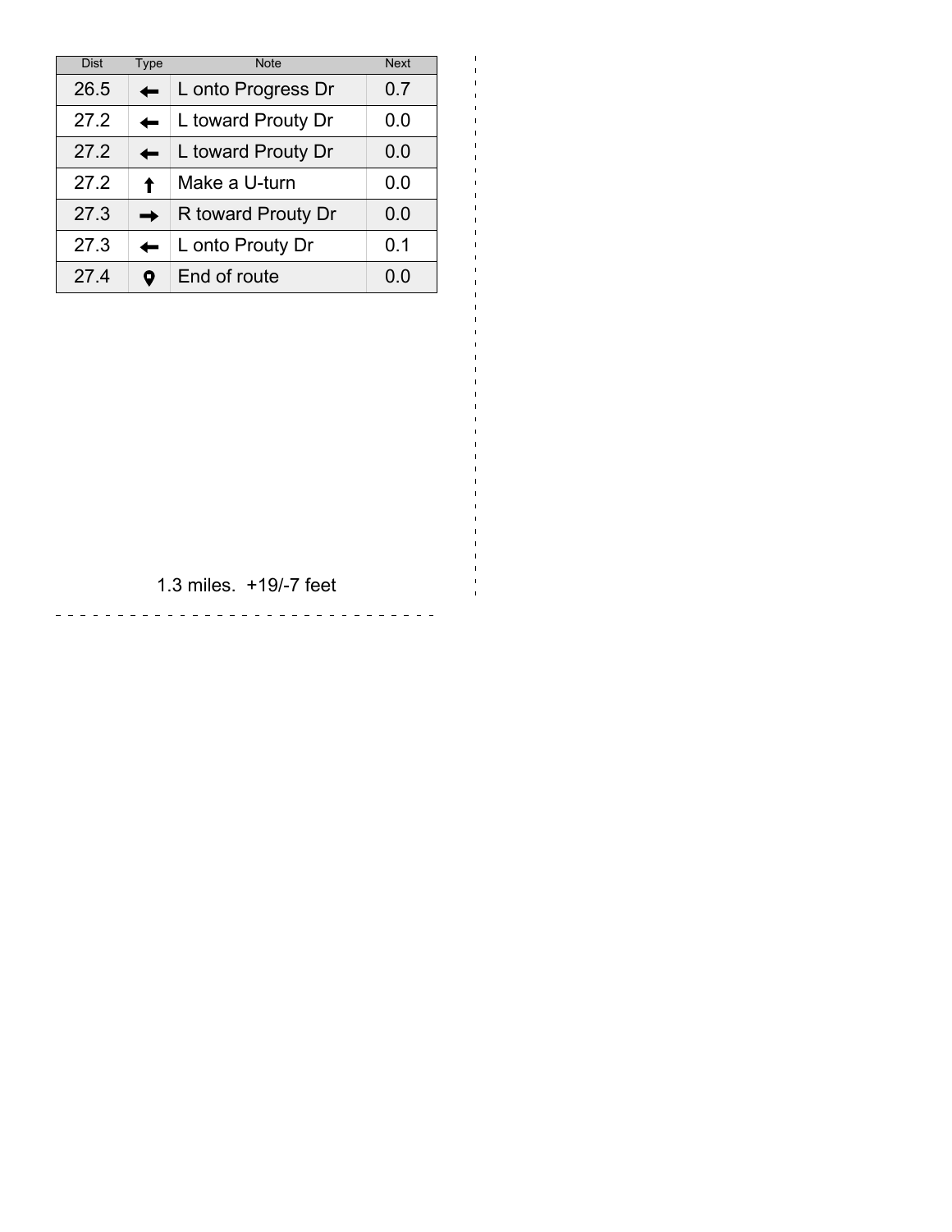| Dist | Type | Note | Next |
|---|---|---|---|
| 26.5 | ← | L onto Progress Dr | 0.7 |
| 27.2 | ← | L toward Prouty Dr | 0.0 |
| 27.2 | ← | L toward Prouty Dr | 0.0 |
| 27.2 | ↑ | Make a U-turn | 0.0 |
| 27.3 | → | R toward Prouty Dr | 0.0 |
| 27.3 | ← | L onto Prouty Dr | 0.1 |
| 27.4 | 📍 | End of route | 0.0 |

1.3 miles. +19/-7 feet